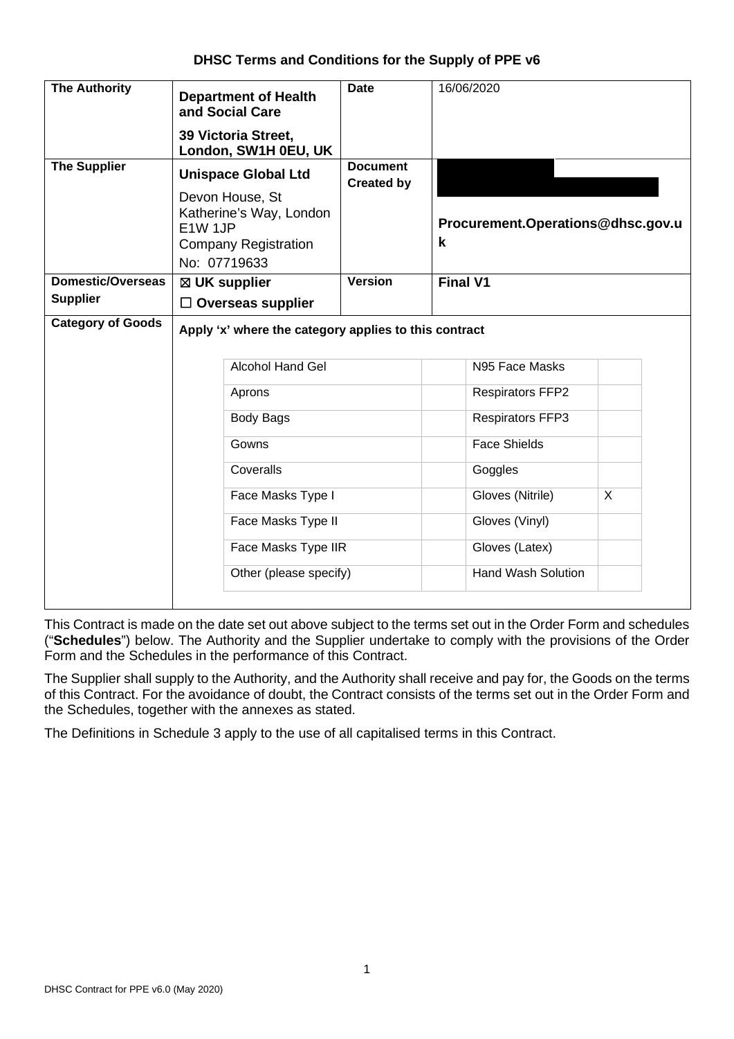# DHSC Terms and Conditions for the Supply of PPE v6

| | | | |
|---|---|---|---|
| **The Authority** | **Department of Health and Social Care**<br><br>**39 Victoria Street, London, SW1H 0EU, UK** | **Date** | 16/06/2020 |
| **The Supplier** | **Unispace Global Ltd**<br><br>Devon House, St Katherine's Way, London E1W 1JP<br>Company Registration No: 07719633 | **Document Created by** | **Procurement.Operations@dhsc.gov.uk** |
| **Domestic/Overseas Supplier** | ☒ **UK supplier**<br>☐ **Overseas supplier** | **Version** | **Final V1** |
| **Category of Goods** | **Apply 'x' where the category applies to this contract** | | |

| Category | | Category | |
|---|---|---|---|
| Alcohol Hand Gel | | N95 Face Masks | |
| Aprons | | Respirators FFP2 | |
| Body Bags | | Respirators FFP3 | |
| Gowns | | Face Shields | |
| Coveralls | | Goggles | |
| Face Masks Type I | | Gloves (Nitrile) | X |
| Face Masks Type II | | Gloves (Vinyl) | |
| Face Masks Type IIR | | Gloves (Latex) | |
| Other (please specify) | | Hand Wash Solution | |

This Contract is made on the date set out above subject to the terms set out in the Order Form and schedules ("**Schedules**") below. The Authority and the Supplier undertake to comply with the provisions of the Order Form and the Schedules in the performance of this Contract.

The Supplier shall supply to the Authority, and the Authority shall receive and pay for, the Goods on the terms of this Contract. For the avoidance of doubt, the Contract consists of the terms set out in the Order Form and the Schedules, together with the annexes as stated.

The Definitions in Schedule 3 apply to the use of all capitalised terms in this Contract.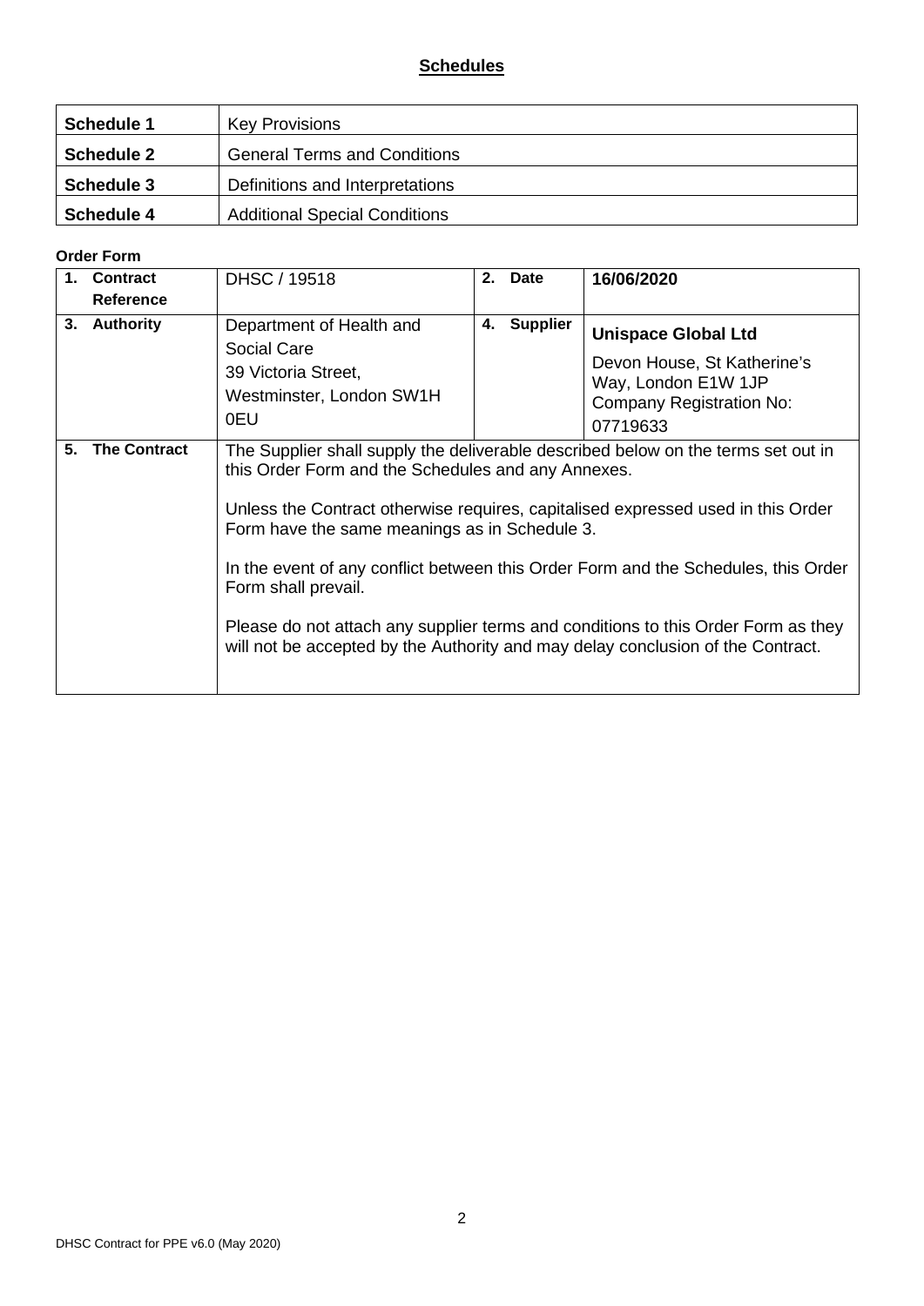## **Schedules**

| | |
|---|---|
| **Schedule 1** | Key Provisions |
| **Schedule 2** | General Terms and Conditions |
| **Schedule 3** | Definitions and Interpretations |
| **Schedule 4** | Additional Special Conditions |

**Order Form**

| | | | |
|---|---|---|---|
| **1. Contract Reference** | DHSC / 19518 | **2. Date** | **16/06/2020** |
| **3. Authority** | Department of Health and Social Care<br>39 Victoria Street, Westminster, London SW1H 0EU | **4. Supplier** | **Unispace Global Ltd**<br>Devon House, St Katherine's Way, London E1W 1JP<br>Company Registration No: 07719633 |
| **5. The Contract** | The Supplier shall supply the deliverable described below on the terms set out in this Order Form and the Schedules and any Annexes.<br><br>Unless the Contract otherwise requires, capitalised expressed used in this Order Form have the same meanings as in Schedule 3.<br><br>In the event of any conflict between this Order Form and the Schedules, this Order Form shall prevail.<br><br>Please do not attach any supplier terms and conditions to this Order Form as they will not be accepted by the Authority and may delay conclusion of the Contract. | | |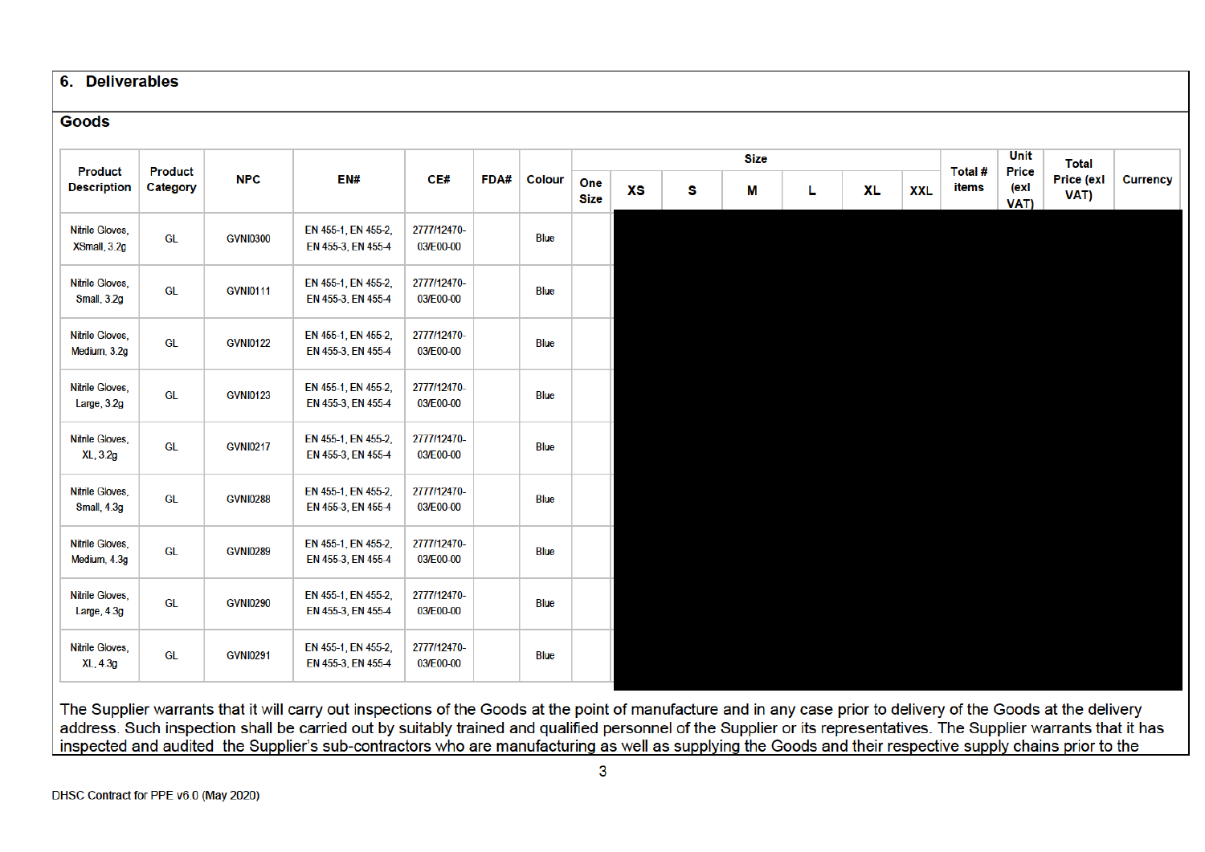## 6. Deliverables

### Goods

| Product Description | Product Category | NPC | EN# | CE# | FDA# | Colour | Size | | | | | | | Total # items | Unit Price (exl VAT) | Total Price (exl VAT) | Currency |
|---|---|---|---|---|---|---|---|---|---|---|---|---|---|---|---|---|---|
| | | | | | | | One Size | XS | S | M | L | XL | XXL | | | | |
| Nitrile Gloves, XSmall, 3.2g | GL | GVNI0300 | EN 455-1, EN 455-2, EN 455-3, EN 455-4 | 2777/12470-03/E00-00 | | Blue | | | | | | | | | | | |
| Nitrile Gloves, Small, 3.2g | GL | GVNI0111 | EN 455-1, EN 455-2, EN 455-3, EN 455-4 | 2777/12470-03/E00-00 | | Blue | | | | | | | | | | | |
| Nitrile Gloves, Medium, 3.2g | GL | GVNI0122 | EN 455-1, EN 455-2, EN 455-3, EN 455-4 | 2777/12470-03/E00-00 | | Blue | | | | | | | | | | | |
| Nitrile Gloves, Large, 3.2g | GL | GVNI0123 | EN 455-1, EN 455-2, EN 455-3, EN 455-4 | 2777/12470-03/E00-00 | | Blue | | | | | | | | | | | |
| Nitrile Gloves, XL, 3.2g | GL | GVNI0217 | EN 455-1, EN 455-2, EN 455-3, EN 455-4 | 2777/12470-03/E00-00 | | Blue | | | | | | | | | | | |
| Nitrile Gloves, Small, 4.3g | GL | GVNI0288 | EN 455-1, EN 455-2, EN 455-3, EN 455-4 | 2777/12470-03/E00-00 | | Blue | | | | | | | | | | | |
| Nitrile Gloves, Medium, 4.3g | GL | GVNI0289 | EN 455-1, EN 455-2, EN 455-3, EN 455-4 | 2777/12470-03/E00-00 | | Blue | | | | | | | | | | | |
| Nitrile Gloves, Large, 4.3g | GL | GVNI0290 | EN 455-1, EN 455-2, EN 455-3, EN 455-4 | 2777/12470-03/E00-00 | | Blue | | | | | | | | | | | |
| Nitrile Gloves, XL, 4.3g | GL | GVNI0291 | EN 455-1, EN 455-2, EN 455-3, EN 455-4 | 2777/12470-03/E00-00 | | Blue | | | | | | | | | | | |

The Supplier warrants that it will carry out inspections of the Goods at the point of manufacture and in any case prior to delivery of the Goods at the delivery address. Such inspection shall be carried out by suitably trained and qualified personnel of the Supplier or its representatives. The Supplier warrants that it has inspected and audited the Supplier's sub-contractors who are manufacturing as well as supplying the Goods and their respective supply chains prior to the

DHSC Contract for PPE v6.0 (May 2020)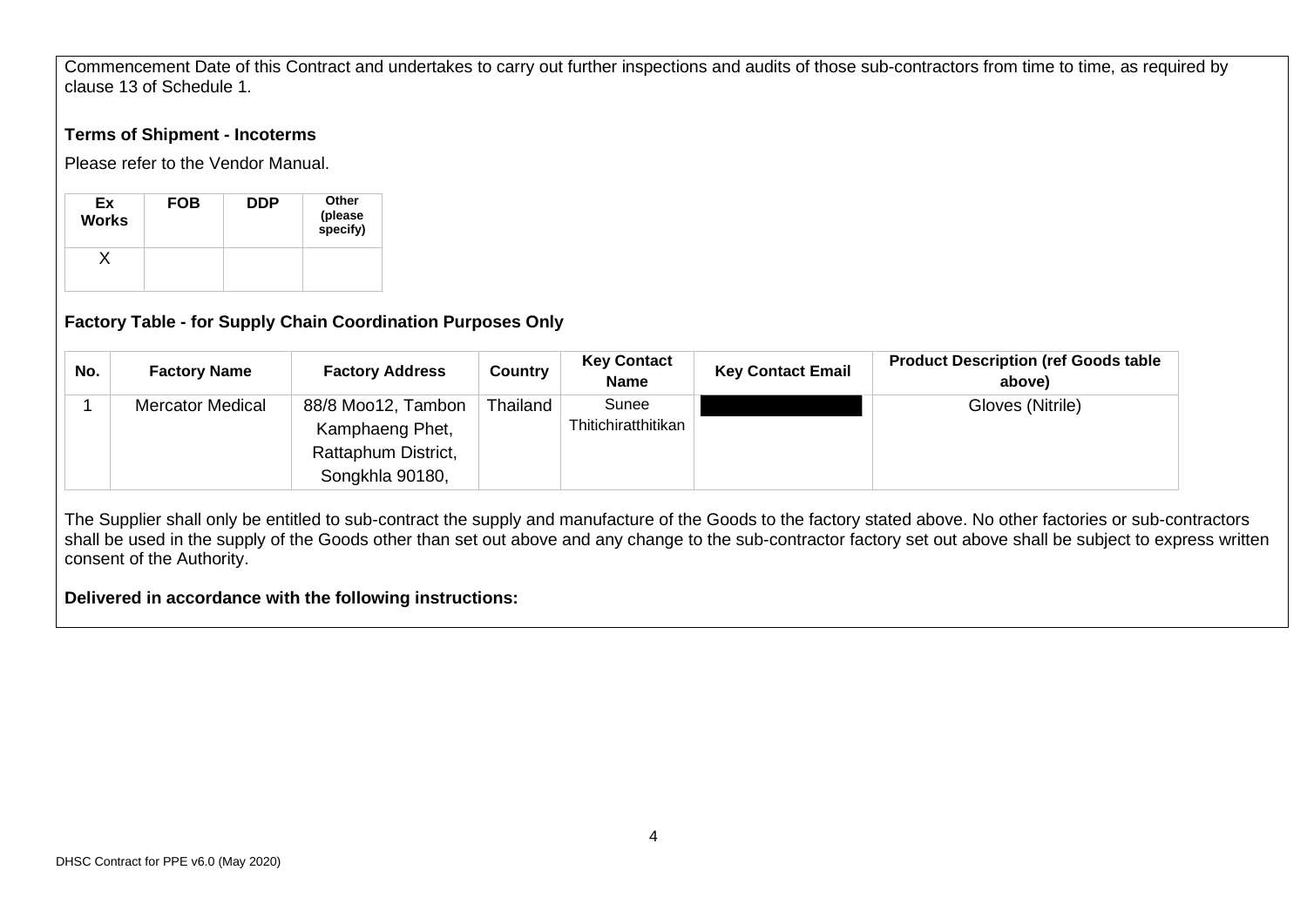Commencement Date of this Contract and undertakes to carry out further inspections and audits of those sub-contractors from time to time, as required by clause 13 of Schedule 1.

**Terms of Shipment - Incoterms**

Please refer to the Vendor Manual.

| Ex Works | FOB | DDP | Other (please specify) |
|---|---|---|---|
| X | | | |

**Factory Table - for Supply Chain Coordination Purposes Only**

| No. | Factory Name | Factory Address | Country | Key Contact Name | Key Contact Email | Product Description (ref Goods table above) |
|---|---|---|---|---|---|---|
| 1 | Mercator Medical | 88/8 Moo12, Tambon Kamphaeng Phet, Rattaphum District, Songkhla 90180, | Thailand | Sunee Thitichiratthitikan | | Gloves (Nitrile) |

The Supplier shall only be entitled to sub-contract the supply and manufacture of the Goods to the factory stated above. No other factories or sub-contractors shall be used in the supply of the Goods other than set out above and any change to the sub-contractor factory set out above shall be subject to express written consent of the Authority.

**Delivered in accordance with the following instructions:**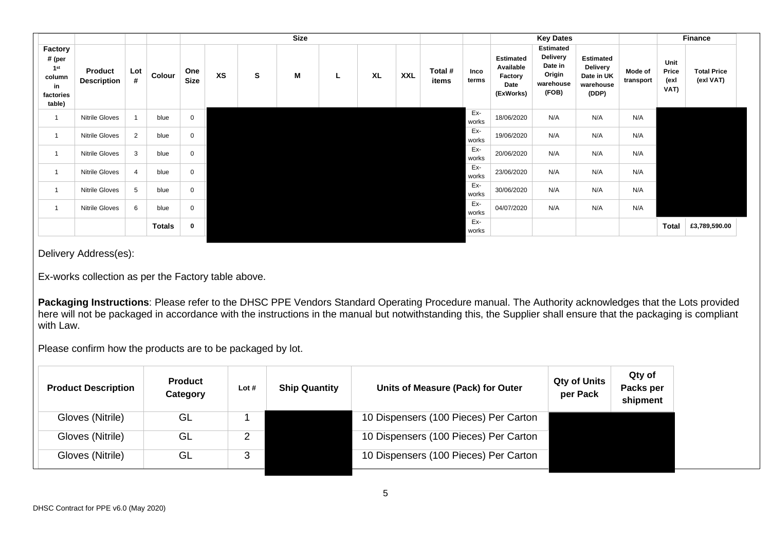| Factory # (per 1st column in factories table) | Product Description | Lot # | Colour | Size | | | | | | | Total # items | Inco terms | Key Dates | | | Mode of transport | Finance | |
|---|---|---|---|---|---|---|---|---|---|---|---|---|---|---|---|---|---|---|
| | | | | One Size | XS | S | M | L | XL | XXL | | | Estimated Available Factory Date (ExWorks) | Estimated Delivery Date in Origin warehouse (FOB) | Estimated Delivery Date in UK warehouse (DDP) | | Unit Price (exl VAT) | Total Price (exl VAT) |
| 1 | Nitrile Gloves | 1 | blue | 0 | | | | | | | | Ex-works | 18/06/2020 | N/A | N/A | N/A | | |
| 1 | Nitrile Gloves | 2 | blue | 0 | | | | | | | | Ex-works | 19/06/2020 | N/A | N/A | N/A | | |
| 1 | Nitrile Gloves | 3 | blue | 0 | | | | | | | | Ex-works | 20/06/2020 | N/A | N/A | N/A | | |
| 1 | Nitrile Gloves | 4 | blue | 0 | | | | | | | | Ex-works | 23/06/2020 | N/A | N/A | N/A | | |
| 1 | Nitrile Gloves | 5 | blue | 0 | | | | | | | | Ex-works | 30/06/2020 | N/A | N/A | N/A | | |
| 1 | Nitrile Gloves | 6 | blue | 0 | | | | | | | | Ex-works | 04/07/2020 | N/A | N/A | N/A | | |
| | | | **Totals** | **0** | | | | | | | | Ex-works | | | | | **Total** | **£3,789,590.00** |

Delivery Address(es):

Ex-works collection as per the Factory table above.

**Packaging Instructions**: Please refer to the DHSC PPE Vendors Standard Operating Procedure manual. The Authority acknowledges that the Lots provided here will not be packaged in accordance with the instructions in the manual but notwithstanding this, the Supplier shall ensure that the packaging is compliant with Law.

Please confirm how the products are to be packaged by lot.

| Product Description | Product Category | Lot # | Ship Quantity | Units of Measure (Pack) for Outer | Qty of Units per Pack | Qty of Packs per shipment |
|---|---|---|---|---|---|---|
| Gloves (Nitrile) | GL | 1 | | 10 Dispensers (100 Pieces) Per Carton | | |
| Gloves (Nitrile) | GL | 2 | | 10 Dispensers (100 Pieces) Per Carton | | |
| Gloves (Nitrile) | GL | 3 | | 10 Dispensers (100 Pieces) Per Carton | | |

DHSC Contract for PPE v6.0 (May 2020)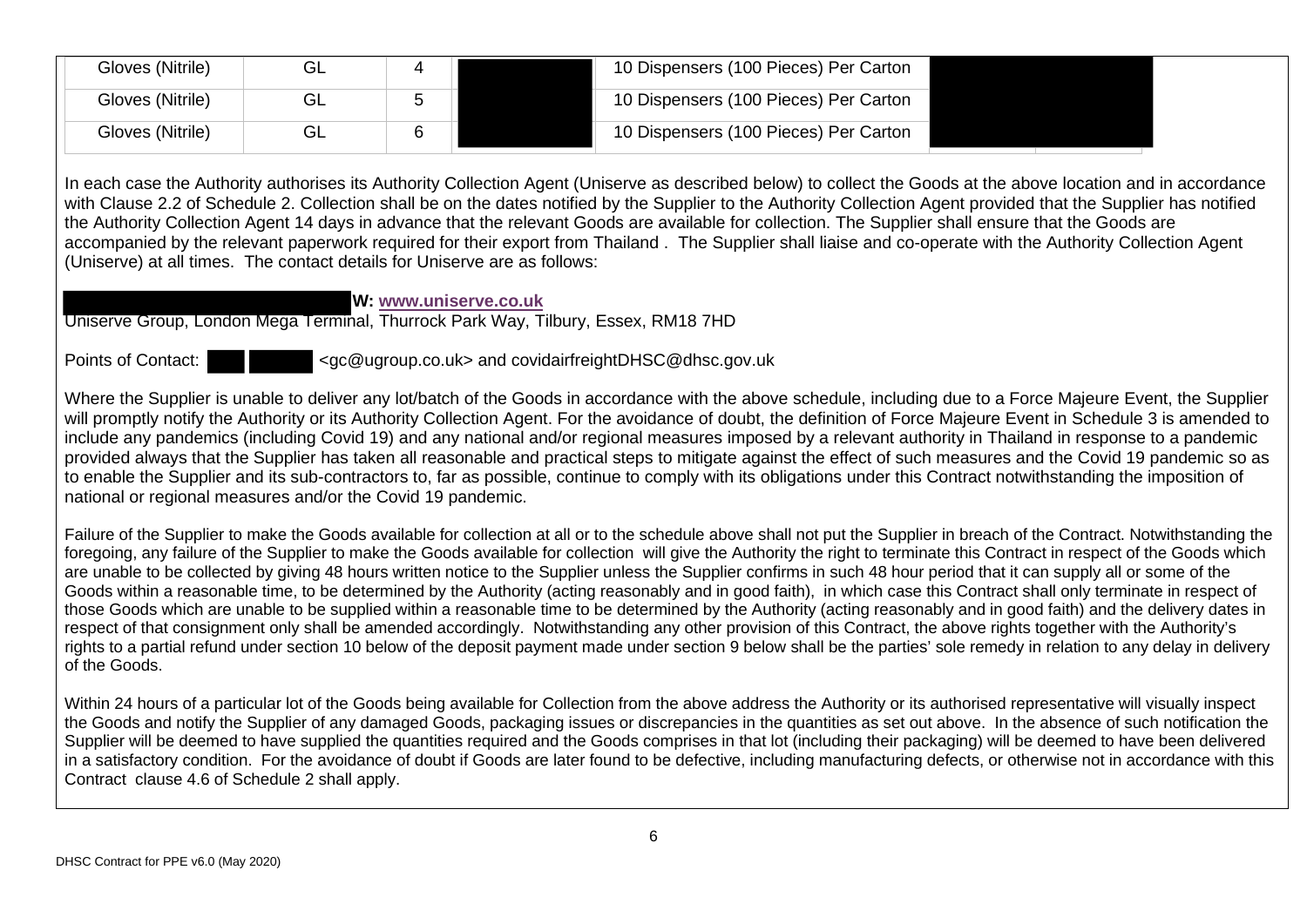| | | | | | | |
|---|---|---|---|---|---|---|
| Gloves (Nitrile) | GL | 4 | | 10 Dispensers (100 Pieces) Per Carton | | |
| Gloves (Nitrile) | GL | 5 | | 10 Dispensers (100 Pieces) Per Carton | | |
| Gloves (Nitrile) | GL | 6 | | 10 Dispensers (100 Pieces) Per Carton | | |

In each case the Authority authorises its Authority Collection Agent (Uniserve as described below) to collect the Goods at the above location and in accordance with Clause 2.2 of Schedule 2. Collection shall be on the dates notified by the Supplier to the Authority Collection Agent provided that the Supplier has notified the Authority Collection Agent 14 days in advance that the relevant Goods are available for collection. The Supplier shall ensure that the Goods are accompanied by the relevant paperwork required for their export from Thailand . The Supplier shall liaise and co-operate with the Authority Collection Agent (Uniserve) at all times. The contact details for Uniserve are as follows:

**W: www.uniserve.co.uk**
Uniserve Group, London Mega Terminal, Thurrock Park Way, Tilbury, Essex, RM18 7HD

Points of Contact: <gc@ugroup.co.uk> and covidairfreightDHSC@dhsc.gov.uk

Where the Supplier is unable to deliver any lot/batch of the Goods in accordance with the above schedule, including due to a Force Majeure Event, the Supplier will promptly notify the Authority or its Authority Collection Agent. For the avoidance of doubt, the definition of Force Majeure Event in Schedule 3 is amended to include any pandemics (including Covid 19) and any national and/or regional measures imposed by a relevant authority in Thailand in response to a pandemic provided always that the Supplier has taken all reasonable and practical steps to mitigate against the effect of such measures and the Covid 19 pandemic so as to enable the Supplier and its sub-contractors to, far as possible, continue to comply with its obligations under this Contract notwithstanding the imposition of national or regional measures and/or the Covid 19 pandemic.

Failure of the Supplier to make the Goods available for collection at all or to the schedule above shall not put the Supplier in breach of the Contract. Notwithstanding the foregoing, any failure of the Supplier to make the Goods available for collection will give the Authority the right to terminate this Contract in respect of the Goods which are unable to be collected by giving 48 hours written notice to the Supplier unless the Supplier confirms in such 48 hour period that it can supply all or some of the Goods within a reasonable time, to be determined by the Authority (acting reasonably and in good faith), in which case this Contract shall only terminate in respect of those Goods which are unable to be supplied within a reasonable time to be determined by the Authority (acting reasonably and in good faith) and the delivery dates in respect of that consignment only shall be amended accordingly. Notwithstanding any other provision of this Contract, the above rights together with the Authority's rights to a partial refund under section 10 below of the deposit payment made under section 9 below shall be the parties' sole remedy in relation to any delay in delivery of the Goods.

Within 24 hours of a particular lot of the Goods being available for Collection from the above address the Authority or its authorised representative will visually inspect the Goods and notify the Supplier of any damaged Goods, packaging issues or discrepancies in the quantities as set out above. In the absence of such notification the Supplier will be deemed to have supplied the quantities required and the Goods comprises in that lot (including their packaging) will be deemed to have been delivered in a satisfactory condition. For the avoidance of doubt if Goods are later found to be defective, including manufacturing defects, or otherwise not in accordance with this Contract clause 4.6 of Schedule 2 shall apply.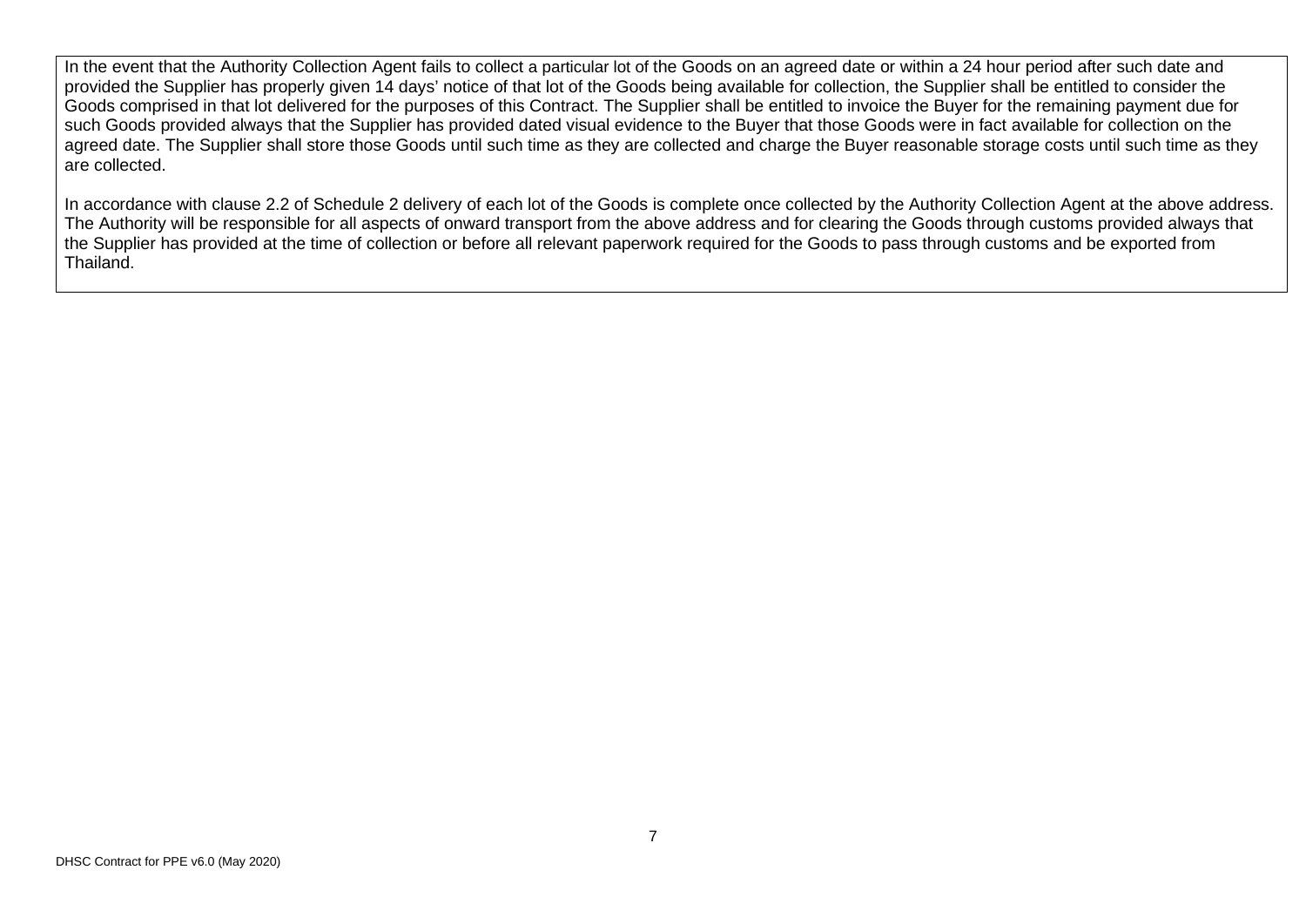In the event that the Authority Collection Agent fails to collect a particular lot of the Goods on an agreed date or within a 24 hour period after such date and provided the Supplier has properly given 14 days' notice of that lot of the Goods being available for collection, the Supplier shall be entitled to consider the Goods comprised in that lot delivered for the purposes of this Contract. The Supplier shall be entitled to invoice the Buyer for the remaining payment due for such Goods provided always that the Supplier has provided dated visual evidence to the Buyer that those Goods were in fact available for collection on the agreed date. The Supplier shall store those Goods until such time as they are collected and charge the Buyer reasonable storage costs until such time as they are collected.

In accordance with clause 2.2 of Schedule 2 delivery of each lot of the Goods is complete once collected by the Authority Collection Agent at the above address. The Authority will be responsible for all aspects of onward transport from the above address and for clearing the Goods through customs provided always that the Supplier has provided at the time of collection or before all relevant paperwork required for the Goods to pass through customs and be exported from Thailand.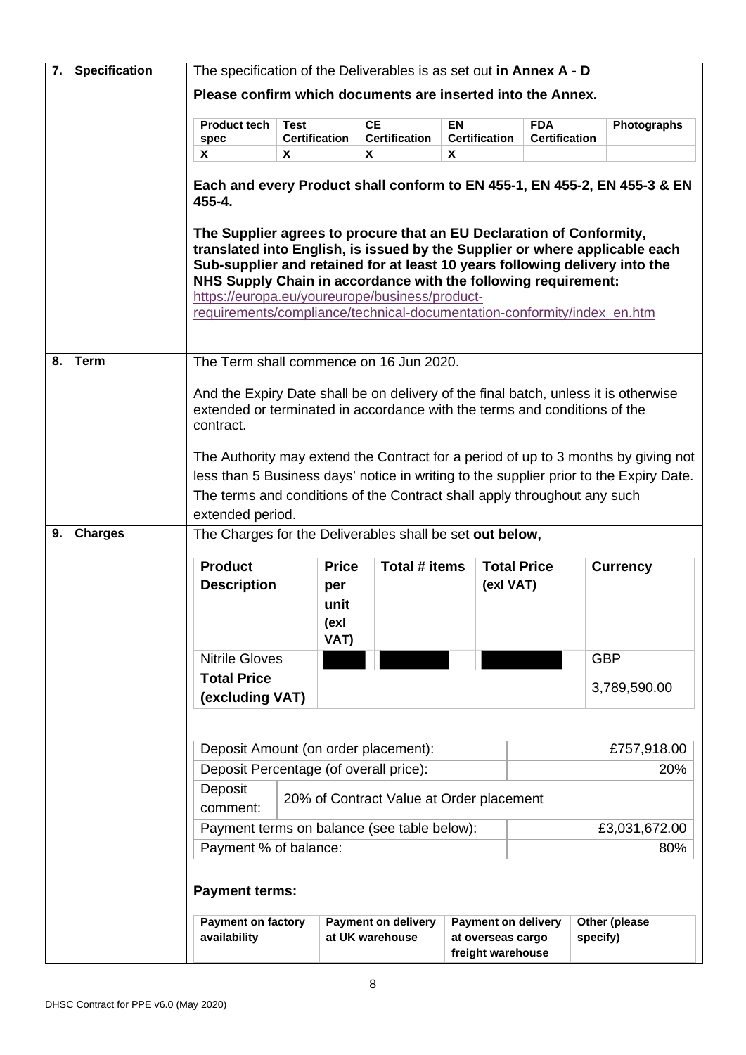| | |
|---|---|
| **7. Specification** | The specification of the Deliverables is as set out **in Annex A - D** |

**Please confirm which documents are inserted into the Annex.**

| Product tech spec | Test Certification | CE Certification | EN Certification | FDA Certification | Photographs |
|---|---|---|---|---|---|
| x | x | x | x | | |

**Each and every Product shall conform to EN 455-1, EN 455-2, EN 455-3 & EN 455-4.**

**The Supplier agrees to procure that an EU Declaration of Conformity, translated into English, is issued by the Supplier or where applicable each Sub-supplier and retained for at least 10 years following delivery into the NHS Supply Chain in accordance with the following requirement:**
https://europa.eu/youreurope/business/product-requirements/compliance/technical-documentation-conformity/index_en.htm

**8. Term**

The Term shall commence on 16 Jun 2020.

And the Expiry Date shall be on delivery of the final batch, unless it is otherwise extended or terminated in accordance with the terms and conditions of the contract.

The Authority may extend the Contract for a period of up to 3 months by giving not less than 5 Business days' notice in writing to the supplier prior to the Expiry Date. The terms and conditions of the Contract shall apply throughout any such extended period.

**9. Charges**

The Charges for the Deliverables shall be set **out below,**

| Product Description | Price per unit (exl VAT) | Total # items | Total Price (exl VAT) | Currency |
|---|---|---|---|---|
| Nitrile Gloves | [redacted] | [redacted] | [redacted] | GBP |
| **Total Price (excluding VAT)** | | | | 3,789,590.00 |

| | | |
|---|---|---|
| Deposit Amount (on order placement): | | £757,918.00 |
| Deposit Percentage (of overall price): | | 20% |
| Deposit comment: | 20% of Contract Value at Order placement | |
| Payment terms on balance (see table below): | | £3,031,672.00 |
| Payment % of balance: | | 80% |

**Payment terms:**

| Payment on factory availability | Payment on delivery at UK warehouse | Payment on delivery at overseas cargo freight warehouse | Other (please specify) |
|---|---|---|---|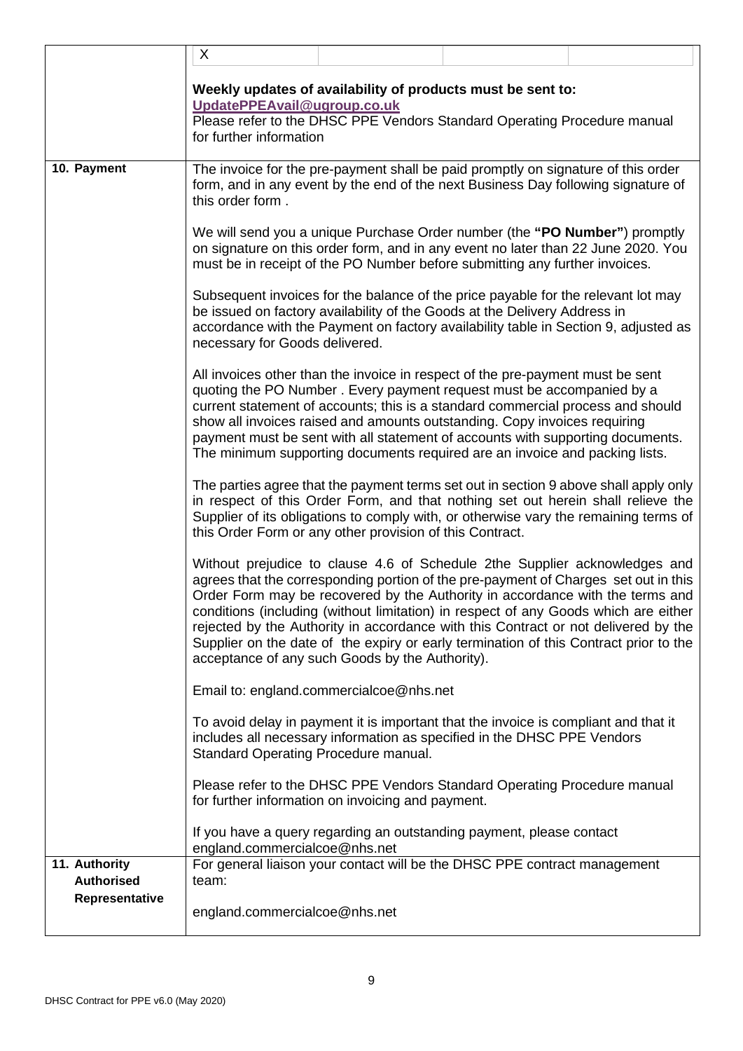| | |
|---|---|
| | X |
| | **Weekly updates of availability of products must be sent to:** **UpdatePPEAvail@ugroup.co.uk**<br>Please refer to the DHSC PPE Vendors Standard Operating Procedure manual for further information |
| **10. Payment** | The invoice for the pre-payment shall be paid promptly on signature of this order form, and in any event by the end of the next Business Day following signature of this order form .<br><br>We will send you a unique Purchase Order number (the **"PO Number"**) promptly on signature on this order form, and in any event no later than 22 June 2020. You must be in receipt of the PO Number before submitting any further invoices.<br><br>Subsequent invoices for the balance of the price payable for the relevant lot may be issued on factory availability of the Goods at the Delivery Address in accordance with the Payment on factory availability table in Section 9, adjusted as necessary for Goods delivered.<br><br>All invoices other than the invoice in respect of the pre-payment must be sent quoting the PO Number . Every payment request must be accompanied by a current statement of accounts; this is a standard commercial process and should show all invoices raised and amounts outstanding. Copy invoices requiring payment must be sent with all statement of accounts with supporting documents. The minimum supporting documents required are an invoice and packing lists.<br><br>The parties agree that the payment terms set out in section 9 above shall apply only in respect of this Order Form, and that nothing set out herein shall relieve the Supplier of its obligations to comply with, or otherwise vary the remaining terms of this Order Form or any other provision of this Contract.<br><br>Without prejudice to clause 4.6 of Schedule 2the Supplier acknowledges and agrees that the corresponding portion of the pre-payment of Charges set out in this Order Form may be recovered by the Authority in accordance with the terms and conditions (including (without limitation) in respect of any Goods which are either rejected by the Authority in accordance with this Contract or not delivered by the Supplier on the date of the expiry or early termination of this Contract prior to the acceptance of any such Goods by the Authority).<br><br>Email to: england.commercialcoe@nhs.net<br><br>To avoid delay in payment it is important that the invoice is compliant and that it includes all necessary information as specified in the DHSC PPE Vendors Standard Operating Procedure manual.<br><br>Please refer to the DHSC PPE Vendors Standard Operating Procedure manual for further information on invoicing and payment.<br><br>If you have a query regarding an outstanding payment, please contact england.commercialcoe@nhs.net |
| **11. Authority Authorised Representative** | For general liaison your contact will be the DHSC PPE contract management team:<br><br>england.commercialcoe@nhs.net |

DHSC Contract for PPE v6.0 (May 2020)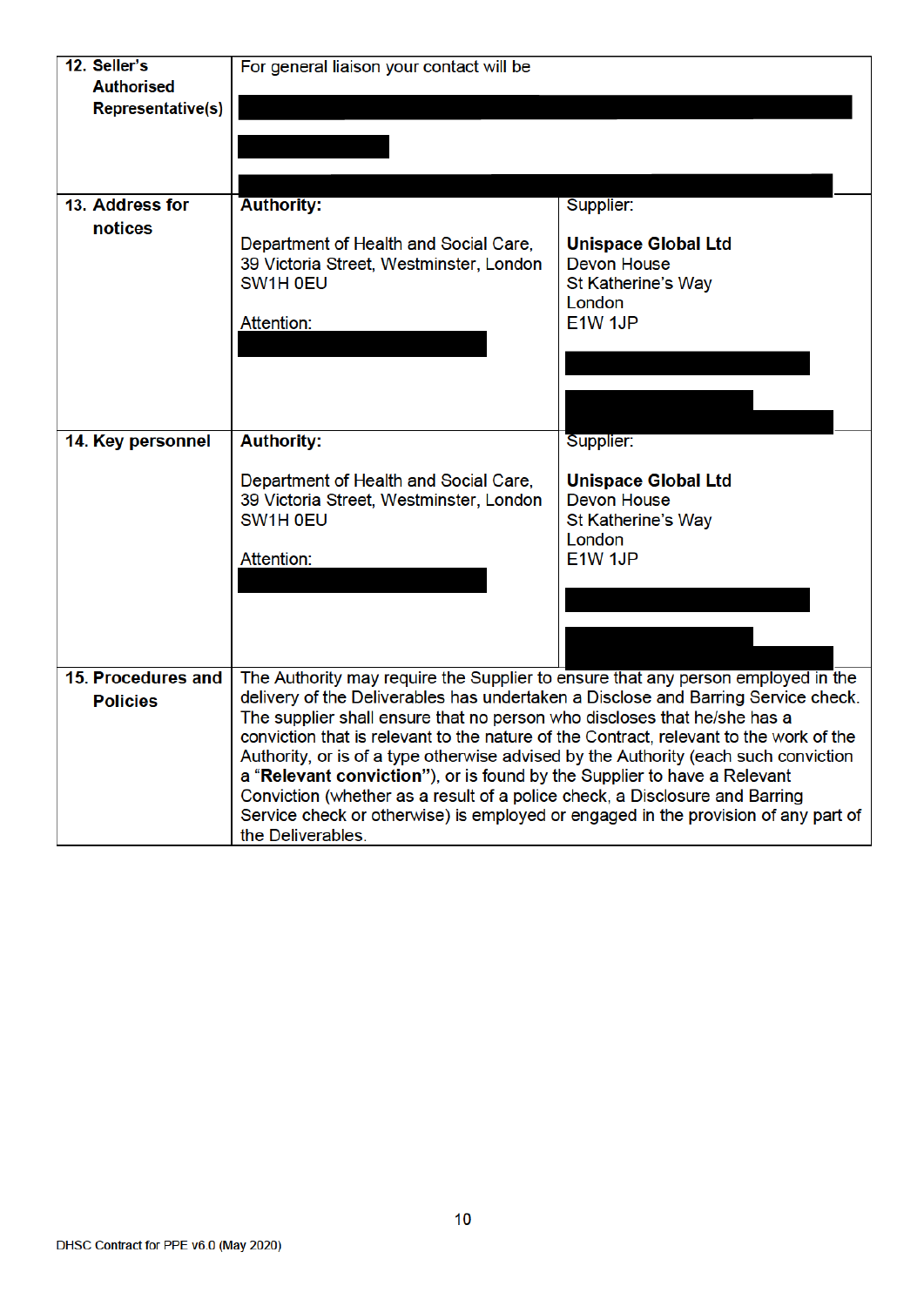| | | |
|---|---|---|
| **12. Seller's Authorised Representative(s)** | For general liaison your contact will be | |
| **13. Address for notices** | **Authority:**<br><br>Department of Health and Social Care, 39 Victoria Street, Westminster, London SW1H 0EU<br><br>Attention: | Supplier:<br><br>**Unispace Global Ltd**<br>Devon House<br>St Katherine's Way<br>London<br>E1W 1JP |
| **14. Key personnel** | **Authority:**<br><br>Department of Health and Social Care, 39 Victoria Street, Westminster, London SW1H 0EU<br><br>Attention: | Supplier:<br><br>**Unispace Global Ltd**<br>Devon House<br>St Katherine's Way<br>London<br>E1W 1JP |
| **15. Procedures and Policies** | The Authority may require the Supplier to ensure that any person employed in the delivery of the Deliverables has undertaken a Disclose and Barring Service check. The supplier shall ensure that no person who discloses that he/she has a conviction that is relevant to the nature of the Contract, relevant to the work of the Authority, or is of a type otherwise advised by the Authority (each such conviction a "**Relevant conviction**"), or is found by the Supplier to have a Relevant Conviction (whether as a result of a police check, a Disclosure and Barring Service check or otherwise) is employed or engaged in the provision of any part of the Deliverables. | |

DHSC Contract for PPE v6.0 (May 2020)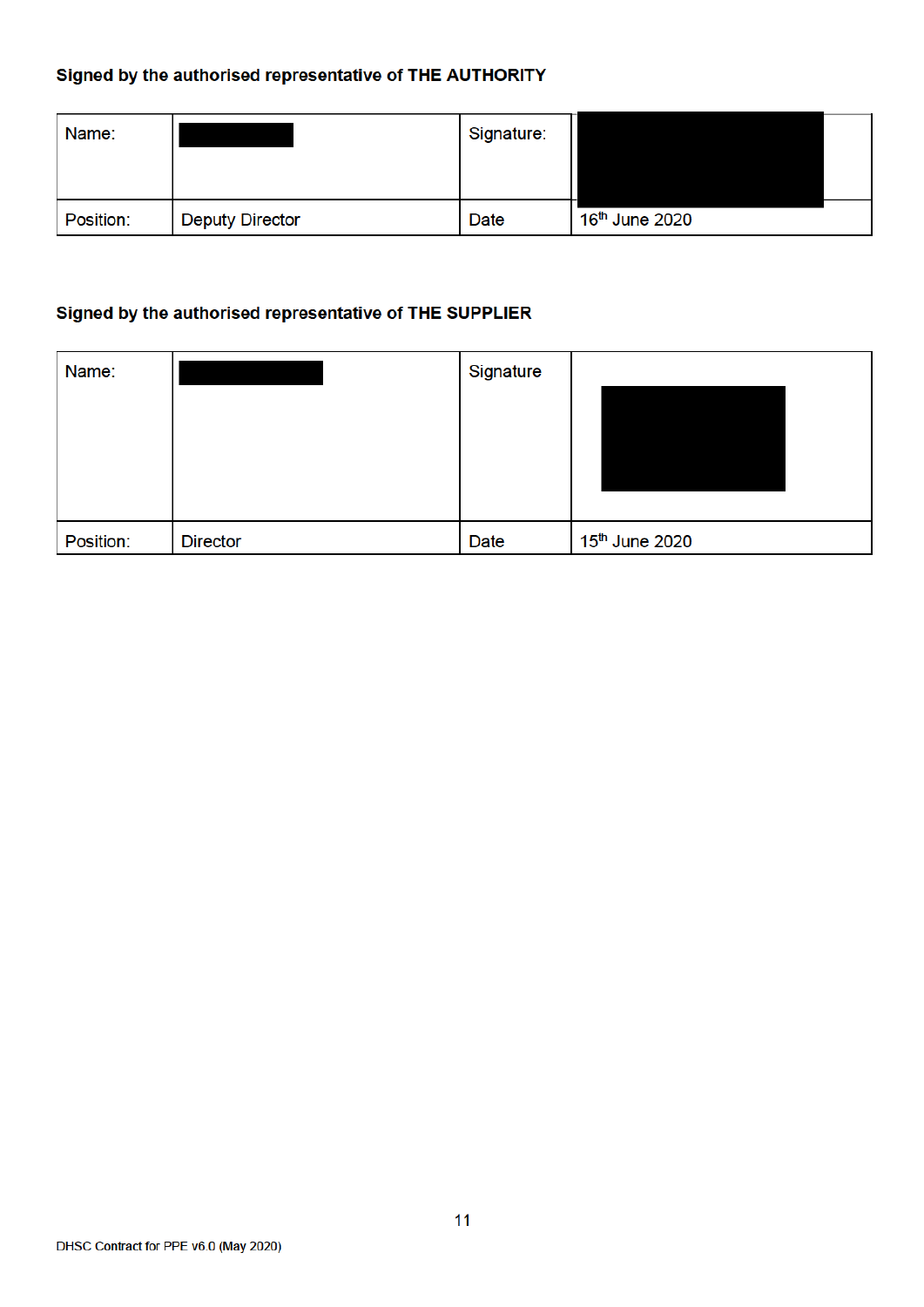**Signed by the authorised representative of THE AUTHORITY**

| Name: | | Signature: | |
|---|---|---|---|
| Position: | Deputy Director | Date | 16th June 2020 |

**Signed by the authorised representative of THE SUPPLIER**

| Name: | | Signature | |
|---|---|---|---|
| Position: | Director | Date | 15th June 2020 |

DHSC Contract for PPE v6.0 (May 2020)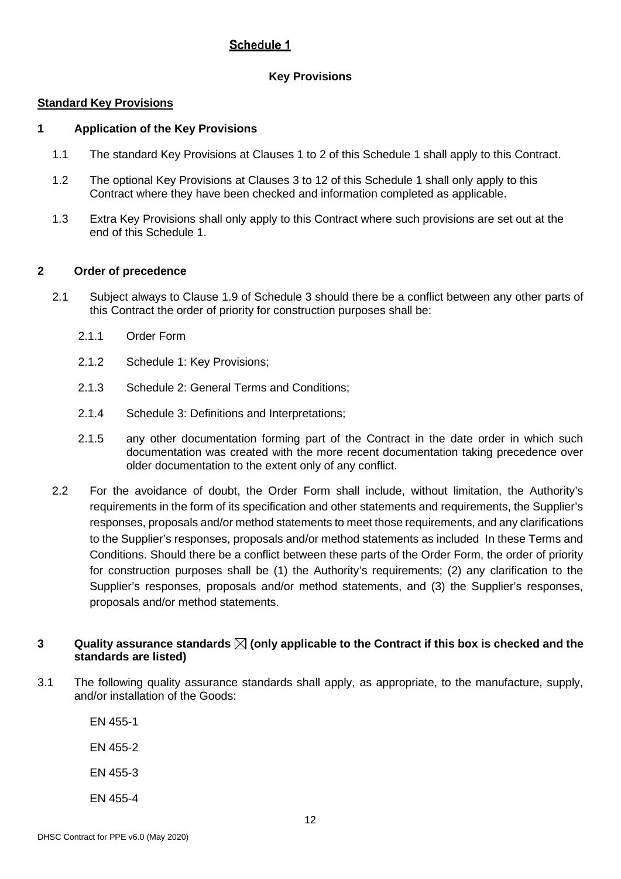## Schedule 1

**Key Provisions**

**Standard Key Provisions**

### 1 Application of the Key Provisions

1.1 The standard Key Provisions at Clauses 1 to 2 of this Schedule 1 shall apply to this Contract.

1.2 The optional Key Provisions at Clauses 3 to 12 of this Schedule 1 shall only apply to this Contract where they have been checked and information completed as applicable.

1.3 Extra Key Provisions shall only apply to this Contract where such provisions are set out at the end of this Schedule 1.

### 2 Order of precedence

2.1 Subject always to Clause 1.9 of Schedule 3 should there be a conflict between any other parts of this Contract the order of priority for construction purposes shall be:

2.1.1 Order Form

2.1.2 Schedule 1: Key Provisions;

2.1.3 Schedule 2: General Terms and Conditions;

2.1.4 Schedule 3: Definitions and Interpretations;

2.1.5 any other documentation forming part of the Contract in the date order in which such documentation was created with the more recent documentation taking precedence over older documentation to the extent only of any conflict.

2.2 For the avoidance of doubt, the Order Form shall include, without limitation, the Authority's requirements in the form of its specification and other statements and requirements, the Supplier's responses, proposals and/or method statements to meet those requirements, and any clarifications to the Supplier's responses, proposals and/or method statements as included In these Terms and Conditions. Should there be a conflict between these parts of the Order Form, the order of priority for construction purposes shall be (1) the Authority's requirements; (2) any clarification to the Supplier's responses, proposals and/or method statements, and (3) the Supplier's responses, proposals and/or method statements.

### 3 Quality assurance standards ☒ (only applicable to the Contract if this box is checked and the standards are listed)

3.1 The following quality assurance standards shall apply, as appropriate, to the manufacture, supply, and/or installation of the Goods:

EN 455-1

EN 455-2

EN 455-3

EN 455-4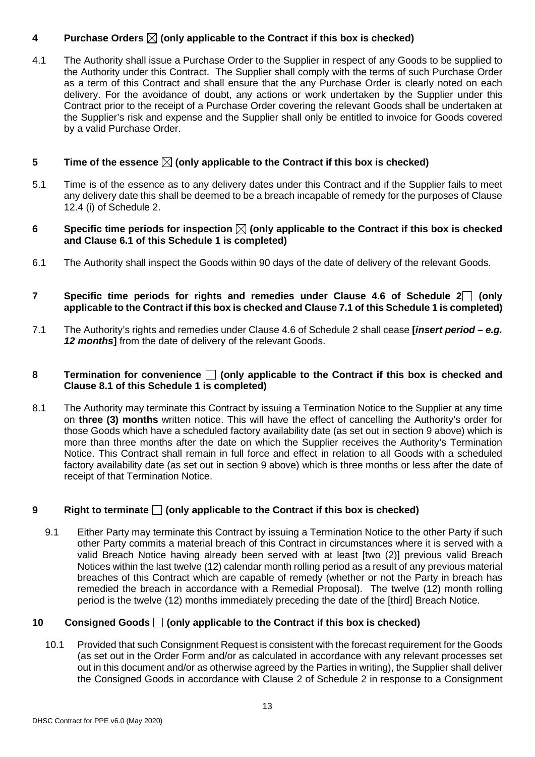## 4 Purchase Orders ☒ (only applicable to the Contract if this box is checked)

4.1 The Authority shall issue a Purchase Order to the Supplier in respect of any Goods to be supplied to the Authority under this Contract. The Supplier shall comply with the terms of such Purchase Order as a term of this Contract and shall ensure that the any Purchase Order is clearly noted on each delivery. For the avoidance of doubt, any actions or work undertaken by the Supplier under this Contract prior to the receipt of a Purchase Order covering the relevant Goods shall be undertaken at the Supplier's risk and expense and the Supplier shall only be entitled to invoice for Goods covered by a valid Purchase Order.

## 5 Time of the essence ☒ (only applicable to the Contract if this box is checked)

5.1 Time is of the essence as to any delivery dates under this Contract and if the Supplier fails to meet any delivery date this shall be deemed to be a breach incapable of remedy for the purposes of Clause 12.4 (i) of Schedule 2.

## 6 Specific time periods for inspection ☒ (only applicable to the Contract if this box is checked and Clause 6.1 of this Schedule 1 is completed)

6.1 The Authority shall inspect the Goods within 90 days of the date of delivery of the relevant Goods.

## 7 Specific time periods for rights and remedies under Clause 4.6 of Schedule 2 ☐ (only applicable to the Contract if this box is checked and Clause 7.1 of this Schedule 1 is completed)

7.1 The Authority's rights and remedies under Clause 4.6 of Schedule 2 shall cease **[*insert period – e.g. 12 months*]** from the date of delivery of the relevant Goods.

## 8 Termination for convenience ☐ (only applicable to the Contract if this box is checked and Clause 8.1 of this Schedule 1 is completed)

8.1 The Authority may terminate this Contract by issuing a Termination Notice to the Supplier at any time on **three (3) months** written notice. This will have the effect of cancelling the Authority's order for those Goods which have a scheduled factory availability date (as set out in section 9 above) which is more than three months after the date on which the Supplier receives the Authority's Termination Notice. This Contract shall remain in full force and effect in relation to all Goods with a scheduled factory availability date (as set out in section 9 above) which is three months or less after the date of receipt of that Termination Notice.

## 9 Right to terminate ☐ (only applicable to the Contract if this box is checked)

9.1 Either Party may terminate this Contract by issuing a Termination Notice to the other Party if such other Party commits a material breach of this Contract in circumstances where it is served with a valid Breach Notice having already been served with at least [two (2)] previous valid Breach Notices within the last twelve (12) calendar month rolling period as a result of any previous material breaches of this Contract which are capable of remedy (whether or not the Party in breach has remedied the breach in accordance with a Remedial Proposal). The twelve (12) month rolling period is the twelve (12) months immediately preceding the date of the [third] Breach Notice.

## 10 Consigned Goods ☐ (only applicable to the Contract if this box is checked)

10.1 Provided that such Consignment Request is consistent with the forecast requirement for the Goods (as set out in the Order Form and/or as calculated in accordance with any relevant processes set out in this document and/or as otherwise agreed by the Parties in writing), the Supplier shall deliver the Consigned Goods in accordance with Clause 2 of Schedule 2 in response to a Consignment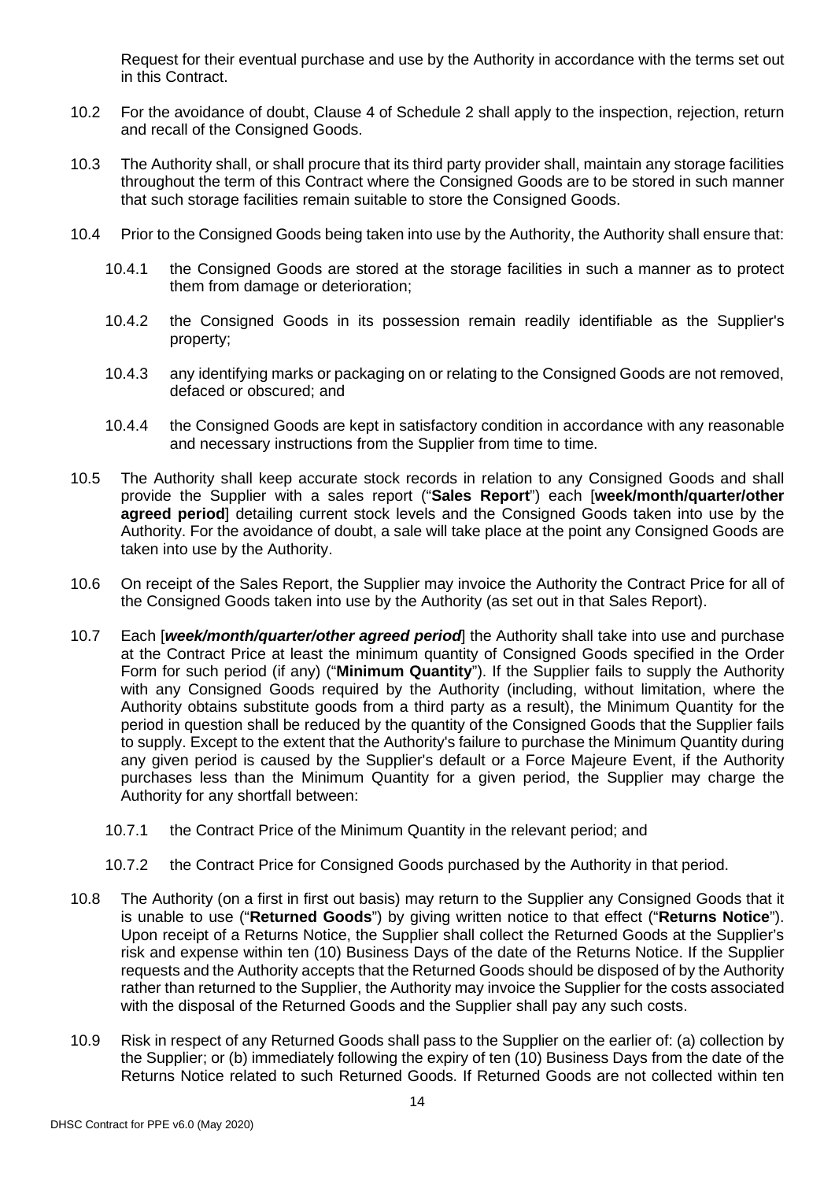Request for their eventual purchase and use by the Authority in accordance with the terms set out in this Contract.

10.2 For the avoidance of doubt, Clause 4 of Schedule 2 shall apply to the inspection, rejection, return and recall of the Consigned Goods.

10.3 The Authority shall, or shall procure that its third party provider shall, maintain any storage facilities throughout the term of this Contract where the Consigned Goods are to be stored in such manner that such storage facilities remain suitable to store the Consigned Goods.

10.4 Prior to the Consigned Goods being taken into use by the Authority, the Authority shall ensure that:

10.4.1 the Consigned Goods are stored at the storage facilities in such a manner as to protect them from damage or deterioration;

10.4.2 the Consigned Goods in its possession remain readily identifiable as the Supplier's property;

10.4.3 any identifying marks or packaging on or relating to the Consigned Goods are not removed, defaced or obscured; and

10.4.4 the Consigned Goods are kept in satisfactory condition in accordance with any reasonable and necessary instructions from the Supplier from time to time.

10.5 The Authority shall keep accurate stock records in relation to any Consigned Goods and shall provide the Supplier with a sales report ("**Sales Report**") each [**week/month/quarter/other agreed period**] detailing current stock levels and the Consigned Goods taken into use by the Authority. For the avoidance of doubt, a sale will take place at the point any Consigned Goods are taken into use by the Authority.

10.6 On receipt of the Sales Report, the Supplier may invoice the Authority the Contract Price for all of the Consigned Goods taken into use by the Authority (as set out in that Sales Report).

10.7 Each [***week/month/quarter/other agreed period***] the Authority shall take into use and purchase at the Contract Price at least the minimum quantity of Consigned Goods specified in the Order Form for such period (if any) ("**Minimum Quantity**"). If the Supplier fails to supply the Authority with any Consigned Goods required by the Authority (including, without limitation, where the Authority obtains substitute goods from a third party as a result), the Minimum Quantity for the period in question shall be reduced by the quantity of the Consigned Goods that the Supplier fails to supply. Except to the extent that the Authority's failure to purchase the Minimum Quantity during any given period is caused by the Supplier's default or a Force Majeure Event, if the Authority purchases less than the Minimum Quantity for a given period, the Supplier may charge the Authority for any shortfall between:

10.7.1 the Contract Price of the Minimum Quantity in the relevant period; and

10.7.2 the Contract Price for Consigned Goods purchased by the Authority in that period.

10.8 The Authority (on a first in first out basis) may return to the Supplier any Consigned Goods that it is unable to use ("**Returned Goods**") by giving written notice to that effect ("**Returns Notice**"). Upon receipt of a Returns Notice, the Supplier shall collect the Returned Goods at the Supplier's risk and expense within ten (10) Business Days of the date of the Returns Notice. If the Supplier requests and the Authority accepts that the Returned Goods should be disposed of by the Authority rather than returned to the Supplier, the Authority may invoice the Supplier for the costs associated with the disposal of the Returned Goods and the Supplier shall pay any such costs.

10.9 Risk in respect of any Returned Goods shall pass to the Supplier on the earlier of: (a) collection by the Supplier; or (b) immediately following the expiry of ten (10) Business Days from the date of the Returns Notice related to such Returned Goods. If Returned Goods are not collected within ten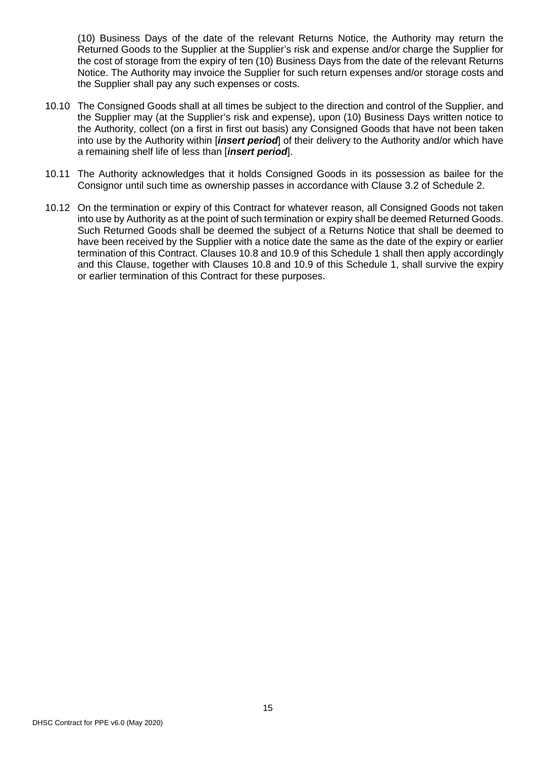(10) Business Days of the date of the relevant Returns Notice, the Authority may return the Returned Goods to the Supplier at the Supplier's risk and expense and/or charge the Supplier for the cost of storage from the expiry of ten (10) Business Days from the date of the relevant Returns Notice. The Authority may invoice the Supplier for such return expenses and/or storage costs and the Supplier shall pay any such expenses or costs.

10.10 The Consigned Goods shall at all times be subject to the direction and control of the Supplier, and the Supplier may (at the Supplier's risk and expense), upon (10) Business Days written notice to the Authority, collect (on a first in first out basis) any Consigned Goods that have not been taken into use by the Authority within [***insert period***] of their delivery to the Authority and/or which have a remaining shelf life of less than [***insert period***].

10.11 The Authority acknowledges that it holds Consigned Goods in its possession as bailee for the Consignor until such time as ownership passes in accordance with Clause 3.2 of Schedule 2.

10.12 On the termination or expiry of this Contract for whatever reason, all Consigned Goods not taken into use by Authority as at the point of such termination or expiry shall be deemed Returned Goods. Such Returned Goods shall be deemed the subject of a Returns Notice that shall be deemed to have been received by the Supplier with a notice date the same as the date of the expiry or earlier termination of this Contract. Clauses 10.8 and 10.9 of this Schedule 1 shall then apply accordingly and this Clause, together with Clauses 10.8 and 10.9 of this Schedule 1, shall survive the expiry or earlier termination of this Contract for these purposes.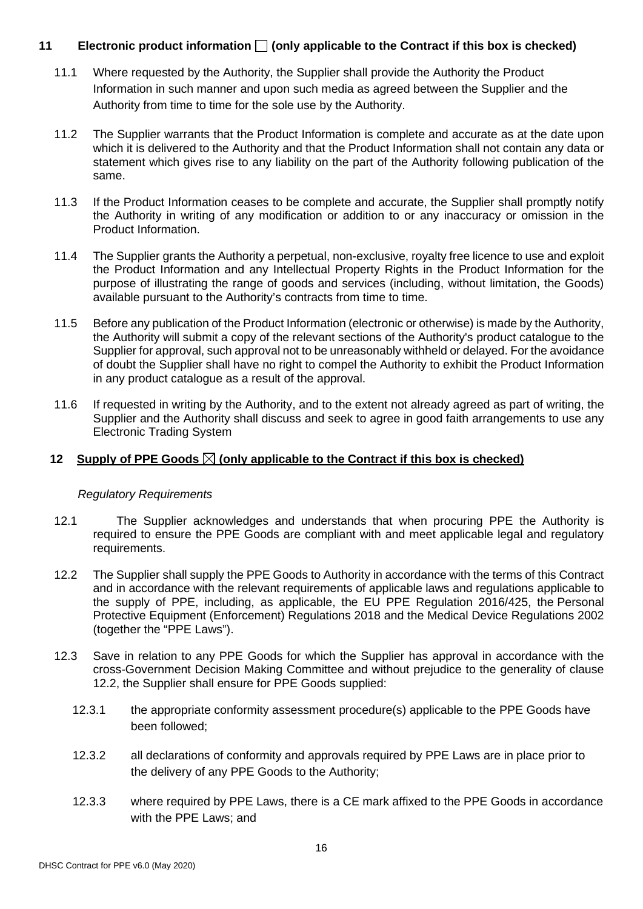## 11 Electronic product information ☐ (only applicable to the Contract if this box is checked)

11.1 Where requested by the Authority, the Supplier shall provide the Authority the Product Information in such manner and upon such media as agreed between the Supplier and the Authority from time to time for the sole use by the Authority.

11.2 The Supplier warrants that the Product Information is complete and accurate as at the date upon which it is delivered to the Authority and that the Product Information shall not contain any data or statement which gives rise to any liability on the part of the Authority following publication of the same.

11.3 If the Product Information ceases to be complete and accurate, the Supplier shall promptly notify the Authority in writing of any modification or addition to or any inaccuracy or omission in the Product Information.

11.4 The Supplier grants the Authority a perpetual, non-exclusive, royalty free licence to use and exploit the Product Information and any Intellectual Property Rights in the Product Information for the purpose of illustrating the range of goods and services (including, without limitation, the Goods) available pursuant to the Authority's contracts from time to time.

11.5 Before any publication of the Product Information (electronic or otherwise) is made by the Authority, the Authority will submit a copy of the relevant sections of the Authority's product catalogue to the Supplier for approval, such approval not to be unreasonably withheld or delayed. For the avoidance of doubt the Supplier shall have no right to compel the Authority to exhibit the Product Information in any product catalogue as a result of the approval.

11.6 If requested in writing by the Authority, and to the extent not already agreed as part of writing, the Supplier and the Authority shall discuss and seek to agree in good faith arrangements to use any Electronic Trading System

## 12 Supply of PPE Goods ☒ (only applicable to the Contract if this box is checked)

*Regulatory Requirements*

12.1 The Supplier acknowledges and understands that when procuring PPE the Authority is required to ensure the PPE Goods are compliant with and meet applicable legal and regulatory requirements.

12.2 The Supplier shall supply the PPE Goods to Authority in accordance with the terms of this Contract and in accordance with the relevant requirements of applicable laws and regulations applicable to the supply of PPE, including, as applicable, the EU PPE Regulation 2016/425, the Personal Protective Equipment (Enforcement) Regulations 2018 and the Medical Device Regulations 2002 (together the "PPE Laws").

12.3 Save in relation to any PPE Goods for which the Supplier has approval in accordance with the cross-Government Decision Making Committee and without prejudice to the generality of clause 12.2, the Supplier shall ensure for PPE Goods supplied:

12.3.1 the appropriate conformity assessment procedure(s) applicable to the PPE Goods have been followed;

12.3.2 all declarations of conformity and approvals required by PPE Laws are in place prior to the delivery of any PPE Goods to the Authority;

12.3.3 where required by PPE Laws, there is a CE mark affixed to the PPE Goods in accordance with the PPE Laws; and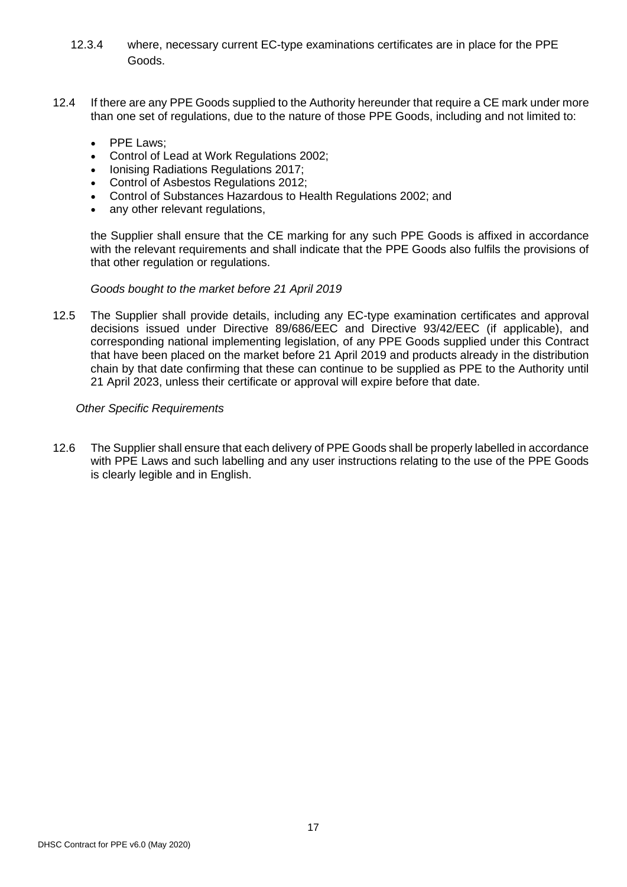12.3.4 where, necessary current EC-type examinations certificates are in place for the PPE Goods.

12.4 If there are any PPE Goods supplied to the Authority hereunder that require a CE mark under more than one set of regulations, due to the nature of those PPE Goods, including and not limited to:

- PPE Laws;
- Control of Lead at Work Regulations 2002;
- Ionising Radiations Regulations 2017;
- Control of Asbestos Regulations 2012;
- Control of Substances Hazardous to Health Regulations 2002; and
- any other relevant regulations,

the Supplier shall ensure that the CE marking for any such PPE Goods is affixed in accordance with the relevant requirements and shall indicate that the PPE Goods also fulfils the provisions of that other regulation or regulations.

*Goods bought to the market before 21 April 2019*

12.5 The Supplier shall provide details, including any EC-type examination certificates and approval decisions issued under Directive 89/686/EEC and Directive 93/42/EEC (if applicable), and corresponding national implementing legislation, of any PPE Goods supplied under this Contract that have been placed on the market before 21 April 2019 and products already in the distribution chain by that date confirming that these can continue to be supplied as PPE to the Authority until 21 April 2023, unless their certificate or approval will expire before that date.

*Other Specific Requirements*

12.6 The Supplier shall ensure that each delivery of PPE Goods shall be properly labelled in accordance with PPE Laws and such labelling and any user instructions relating to the use of the PPE Goods is clearly legible and in English.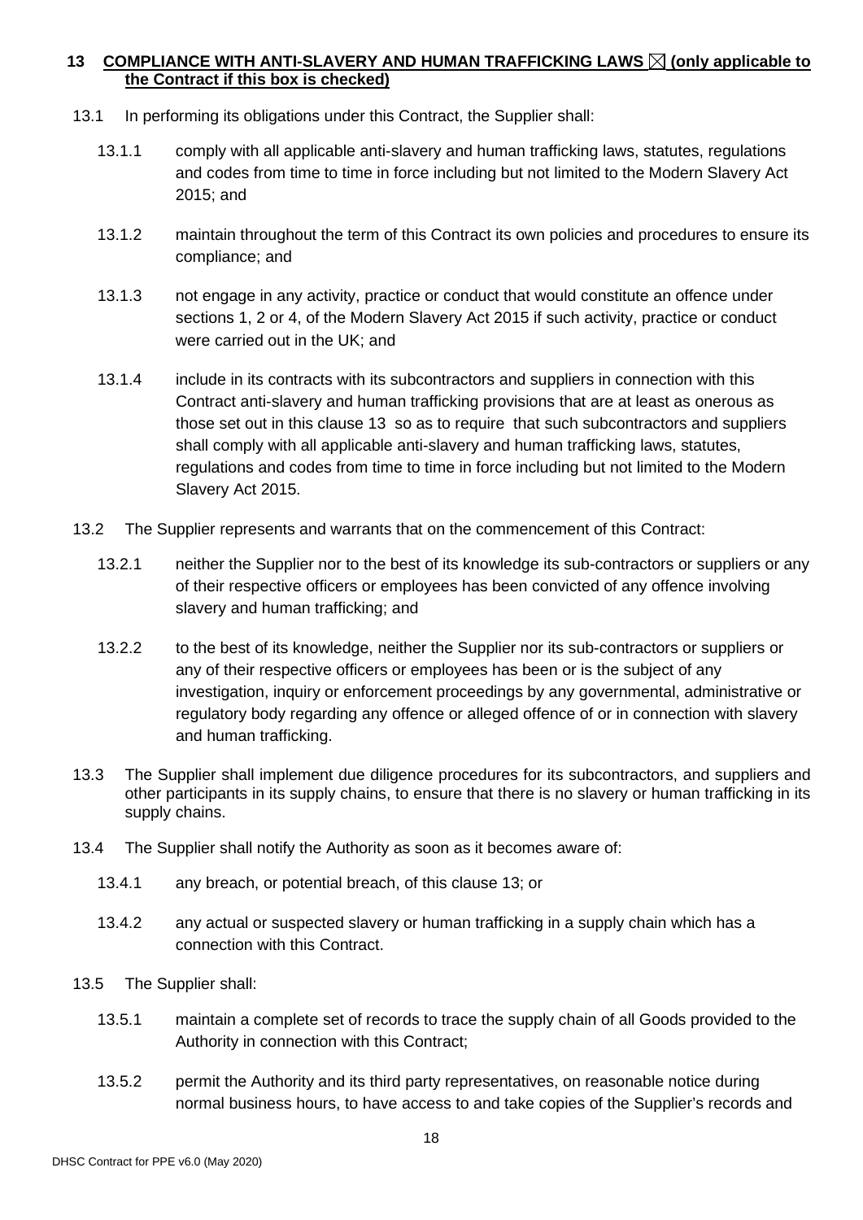## 13 COMPLIANCE WITH ANTI-SLAVERY AND HUMAN TRAFFICKING LAWS ☒ (only applicable to the Contract if this box is checked)

13.1 In performing its obligations under this Contract, the Supplier shall:

13.1.1 comply with all applicable anti-slavery and human trafficking laws, statutes, regulations and codes from time to time in force including but not limited to the Modern Slavery Act 2015; and

13.1.2 maintain throughout the term of this Contract its own policies and procedures to ensure its compliance; and

13.1.3 not engage in any activity, practice or conduct that would constitute an offence under sections 1, 2 or 4, of the Modern Slavery Act 2015 if such activity, practice or conduct were carried out in the UK; and

13.1.4 include in its contracts with its subcontractors and suppliers in connection with this Contract anti-slavery and human trafficking provisions that are at least as onerous as those set out in this clause 13 so as to require that such subcontractors and suppliers shall comply with all applicable anti-slavery and human trafficking laws, statutes, regulations and codes from time to time in force including but not limited to the Modern Slavery Act 2015.

13.2 The Supplier represents and warrants that on the commencement of this Contract:

13.2.1 neither the Supplier nor to the best of its knowledge its sub-contractors or suppliers or any of their respective officers or employees has been convicted of any offence involving slavery and human trafficking; and

13.2.2 to the best of its knowledge, neither the Supplier nor its sub-contractors or suppliers or any of their respective officers or employees has been or is the subject of any investigation, inquiry or enforcement proceedings by any governmental, administrative or regulatory body regarding any offence or alleged offence of or in connection with slavery and human trafficking.

13.3 The Supplier shall implement due diligence procedures for its subcontractors, and suppliers and other participants in its supply chains, to ensure that there is no slavery or human trafficking in its supply chains.

13.4 The Supplier shall notify the Authority as soon as it becomes aware of:

13.4.1 any breach, or potential breach, of this clause 13; or

13.4.2 any actual or suspected slavery or human trafficking in a supply chain which has a connection with this Contract.

13.5 The Supplier shall:

13.5.1 maintain a complete set of records to trace the supply chain of all Goods provided to the Authority in connection with this Contract;

13.5.2 permit the Authority and its third party representatives, on reasonable notice during normal business hours, to have access to and take copies of the Supplier's records and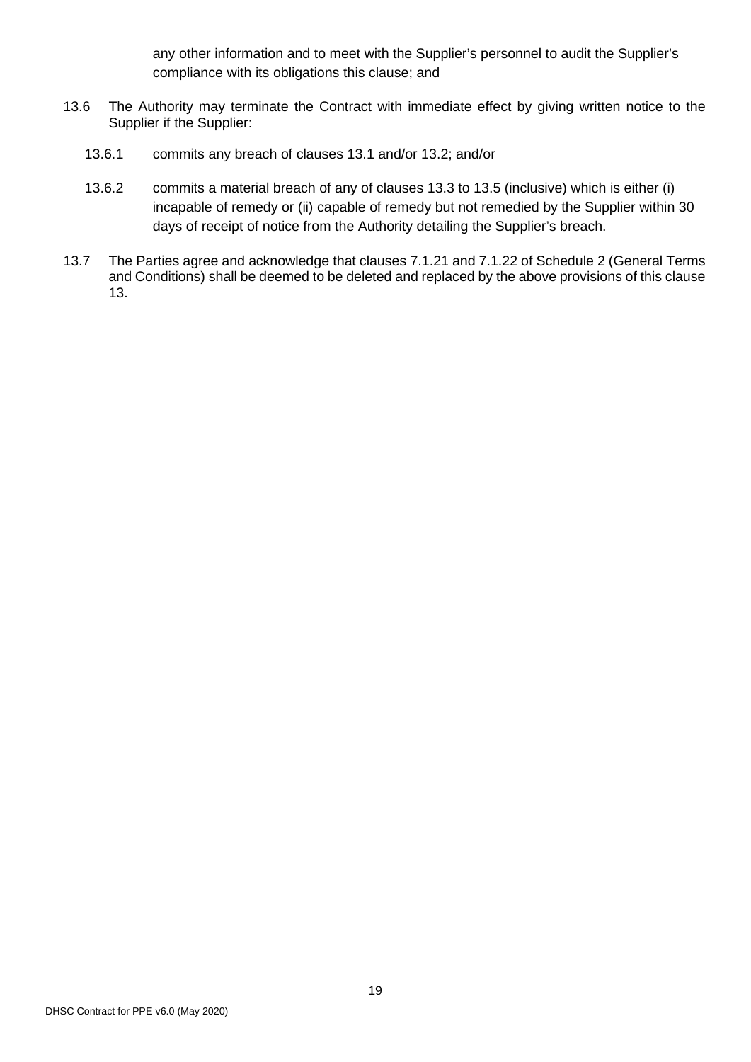any other information and to meet with the Supplier's personnel to audit the Supplier's compliance with its obligations this clause; and

13.6 The Authority may terminate the Contract with immediate effect by giving written notice to the Supplier if the Supplier:

13.6.1 commits any breach of clauses 13.1 and/or 13.2; and/or

13.6.2 commits a material breach of any of clauses 13.3 to 13.5 (inclusive) which is either (i) incapable of remedy or (ii) capable of remedy but not remedied by the Supplier within 30 days of receipt of notice from the Authority detailing the Supplier's breach.

13.7 The Parties agree and acknowledge that clauses 7.1.21 and 7.1.22 of Schedule 2 (General Terms and Conditions) shall be deemed to be deleted and replaced by the above provisions of this clause 13.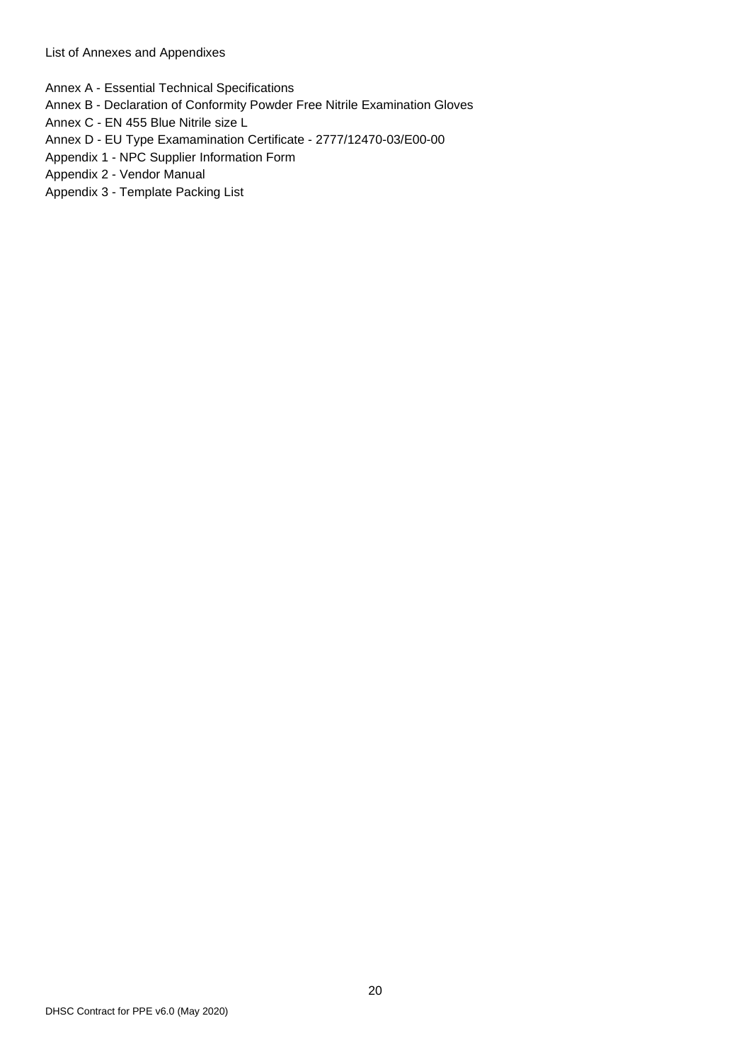List of Annexes and Appendixes

Annex A - Essential Technical Specifications
Annex B - Declaration of Conformity Powder Free Nitrile Examination Gloves
Annex C - EN 455 Blue Nitrile size L
Annex D - EU Type Examamination Certificate - 2777/12470-03/E00-00
Appendix 1 - NPC Supplier Information Form
Appendix 2 - Vendor Manual
Appendix 3 - Template Packing List